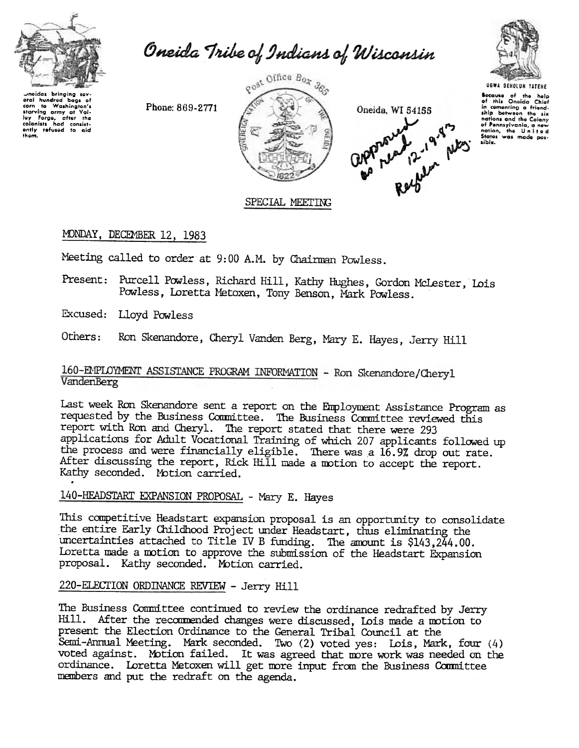# Oneida Tribe of Indians of Wisconsin

Oneidas bringing several hundred bags of corn to Washington's starving army at Valley Forge, after the colonists had consistently refused to aid them.

Phone: 869-2771

Post Office Box 365

Oneida, WI 54155

UGWA DEHOLUH YATEHE

Because of the help of this Oneida Chief in cementing a friendship between the six nations and the Colony of Pennsylvania, a new nation, the United States was made possible.

Approved as read 12-19-83 Regular Mtg.

## SPECIAL MEETING

MONDAY, DECEMBER 12, 1983

Meeting called to order at 9:00 A.M. by Chairman Powless.

Present: Purcell Powless, Richard Hill, Kathy Hughes, Gordon McLester, Lois Powless, Loretta Metoxen, Tony Benson, Mark Powless.

Excused: Lloyd Powless

Others: Ron Skenandore, Cheryl Vanden Berg, Mary E. Hayes, Jerry Hill

### 160-EMPLOYMENT ASSISTANCE PROGRAM INFORMATION - Ron Skenandore/Cheryl VandenBerg

Last week Ron Skenandore sent a report on the Employment Assistance Program as requested by the Business Committee. The Business Committee reviewed this report with Ron and Cheryl. The report stated that there were 293 applications for Adult Vocational Training of which 207 applicants followed up the process and were financially eligible. There was a 16.9% drop out rate. After discussing the report, Rick Hill made a motion to accept the report. Kathy seconded. Motion carried.

### 140-HEADSTART EXPANSION PROPOSAL - Mary E. Hayes

This competitive Headstart expansion proposal is an opportunity to consolidate the entire Early Childhood Project under Headstart, thus eliminating the uncertainties attached to Title IV B funding. The amount is $143,244.00. Loretta made a motion to approve the submission of the Headstart Expansion proposal. Kathy seconded. Motion carried.

### 220-ELECTION ORDINANCE REVIEW - Jerry Hill

The Business Committee continued to review the ordinance redrafted by Jerry Hill. After the recommended changes were discussed, Lois made a motion to present the Election Ordinance to the General Tribal Council at the Semi-Annual Meeting. Mark seconded. Two (2) voted yes: Lois, Mark, four (4) voted against. Motion failed. It was agreed that more work was needed on the ordinance. Loretta Metoxen will get more input from the Business Committee members and put the redraft on the agenda.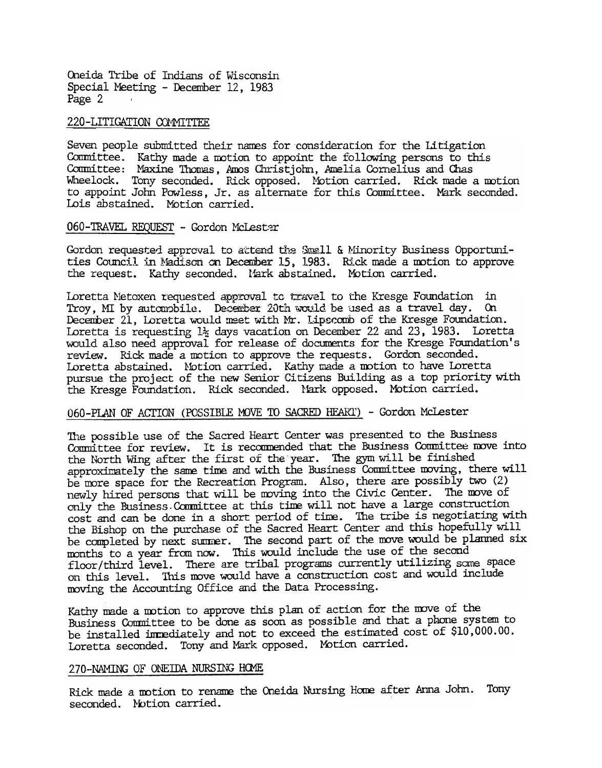Oneida Tribe of Indians of Wisconsin
Special Meeting - December 12, 1983
Page 2

## 220-LITIGATION COMMITTEE

Seven people submitted their names for consideration for the Litigation Committee. Kathy made a motion to appoint the following persons to this Committee: Maxine Thomas, Amos Christjohn, Amelia Cornelius and Chas Wheelock. Tony seconded. Rick opposed. Motion carried. Rick made a motion to appoint John Powless, Jr. as alternate for this Committee. Mark seconded. Lois abstained. Motion carried.

## 060-TRAVEL REQUEST - Gordon McLester

Gordon requested approval to attend the Small & Minority Business Opportunities Council in Madison on December 15, 1983. Rick made a motion to approve the request. Kathy seconded. Mark abstained. Motion carried.

Loretta Metoxen requested approval to travel to the Kresge Foundation in Troy, MI by automobile. December 20th would be used as a travel day. On December 21, Loretta would meet with Mr. Lipscomb of the Kresge Foundation. Loretta is requesting 1½ days vacation on December 22 and 23, 1983. Loretta would also need approval for release of documents for the Kresge Foundation's review. Rick made a motion to approve the requests. Gordon seconded. Loretta abstained. Motion carried. Kathy made a motion to have Loretta pursue the project of the new Senior Citizens Building as a top priority with the Kresge Foundation. Rick seconded. Mark opposed. Motion carried.

## 060-PLAN OF ACTION (POSSIBLE MOVE TO SACRED HEART) - Gordon McLester

The possible use of the Sacred Heart Center was presented to the Business Committee for review. It is recommended that the Business Committee move into the North Wing after the first of the year. The gym will be finished approximately the same time and with the Business Committee moving, there will be more space for the Recreation Program. Also, there are possibly two (2) newly hired persons that will be moving into the Civic Center. The move of only the Business Committee at this time will not have a large construction cost and can be done in a short period of time. The tribe is negotiating with the Bishop on the purchase of the Sacred Heart Center and this hopefully will be completed by next summer. The second part of the move would be planned six months to a year from now. This would include the use of the second floor/third level. There are tribal programs currently utilizing some space on this level. This move would have a construction cost and would include moving the Accounting Office and the Data Processing.

Kathy made a motion to approve this plan of action for the move of the Business Committee to be done as soon as possible and that a phone system to be installed immediately and not to exceed the estimated cost of $10,000.00. Loretta seconded. Tony and Mark opposed. Motion carried.

## 270-NAMING OF ONEIDA NURSING HOME

Rick made a motion to rename the Oneida Nursing Home after Anna John. Tony seconded. Motion carried.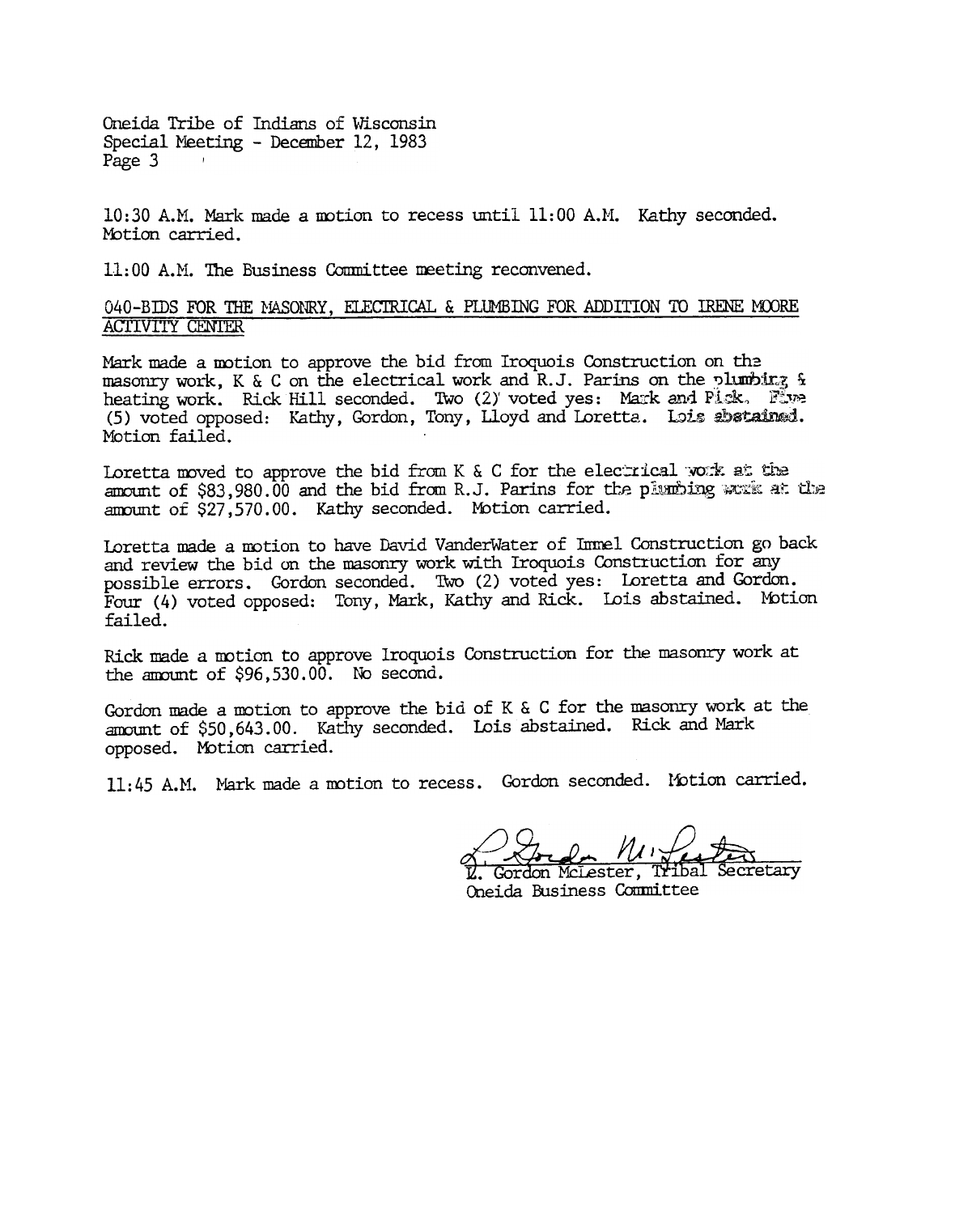10:30 A.M. Mark made a motion to recess until 11:00 A.M. Kathy seconded. Motion carried.

11:00 A.M. The Business Committee meeting reconvened.

## 040-BIDS FOR THE MASONRY, ELECTRICAL & PLUMBING FOR ADDITION TO IRENE MOORE ACTIVITY CENTER

Mark made a motion to approve the bid from Iroquois Construction on the masonry work, K & C on the electrical work and R.J. Parins on the plumbing & heating work. Rick Hill seconded. Two (2) voted yes: Mark and Rick. Five (5) voted opposed: Kathy, Gordon, Tony, Lloyd and Loretta. Lois abstained. Motion failed.

Loretta moved to approve the bid from K & C for the electrical work at the amount of $83,980.00 and the bid from R.J. Parins for the plumbing work at the amount of $27,570.00. Kathy seconded. Motion carried.

Loretta made a motion to have David VanderWater of Immel Construction go back and review the bid on the masonry work with Iroquois Construction for any possible errors. Gordon seconded. Two (2) voted yes: Loretta and Gordon. Four (4) voted opposed: Tony, Mark, Kathy and Rick. Lois abstained. Motion failed.

Rick made a motion to approve Iroquois Construction for the masonry work at the amount of $96,530.00. No second.

Gordon made a motion to approve the bid of K & C for the masonry work at the amount of $50,643.00. Kathy seconded. Lois abstained. Rick and Mark opposed. Motion carried.

11:45 A.M. Mark made a motion to recess. Gordon seconded. Motion carried.

L. Gordon McLester, Tribal Secretary
Oneida Business Committee